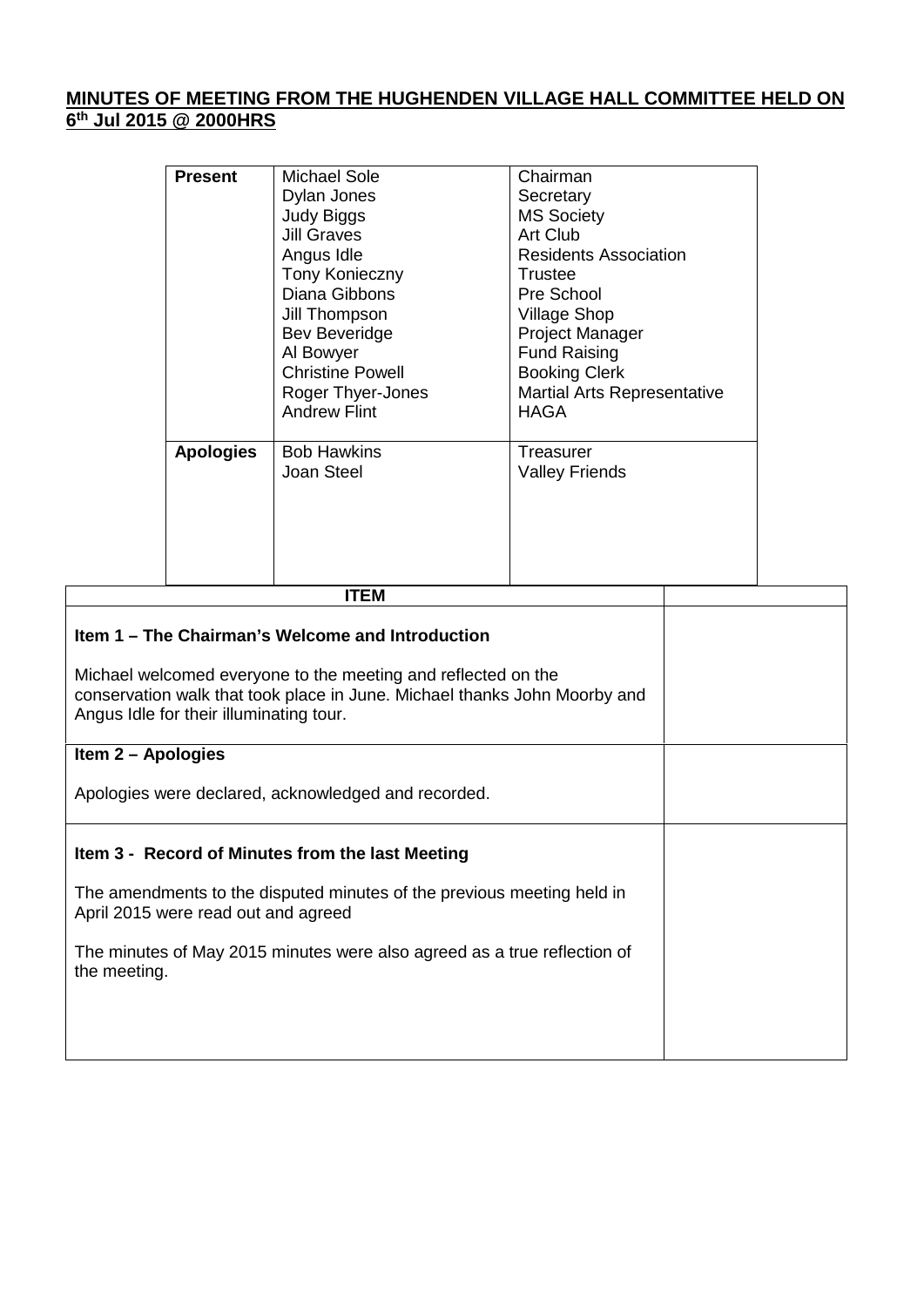## MINUTES OF MEETING FROM THE HUGHENDEN VILLAGE HALL COMMITTEE HELD ON 6th Jul 2015 @ 2000HRS

| **Present** | Michael Sole | Chairman |
|---|---|---|
| | Dylan Jones | Secretary |
| | Judy Biggs | MS Society |
| | Jill Graves | Art Club |
| | Angus Idle | Residents Association |
| | Tony Konieczny | Trustee |
| | Diana Gibbons | Pre School |
| | Jill Thompson | Village Shop |
| | Bev Beveridge | Project Manager |
| | Al Bowyer | Fund Raising |
| | Christine Powell | Booking Clerk |
| | Roger Thyer-Jones | Martial Arts Representative |
| | Andrew Flint | HAGA |
| **Apologies** | Bob Hawkins | Treasurer |
| | Joan Steel | Valley Friends |

| ITEM | |
|---|---|
| **Item 1 – The Chairman's Welcome and Introduction**<br><br>Michael welcomed everyone to the meeting and reflected on the conservation walk that took place in June. Michael thanks John Moorby and Angus Idle for their illuminating tour. | |
| **Item 2 – Apologies**<br><br>Apologies were declared, acknowledged and recorded. | |
| **Item 3 - Record of Minutes from the last Meeting**<br><br>The amendments to the disputed minutes of the previous meeting held in April 2015 were read out and agreed<br><br>The minutes of May 2015 minutes were also agreed as a true reflection of the meeting. | |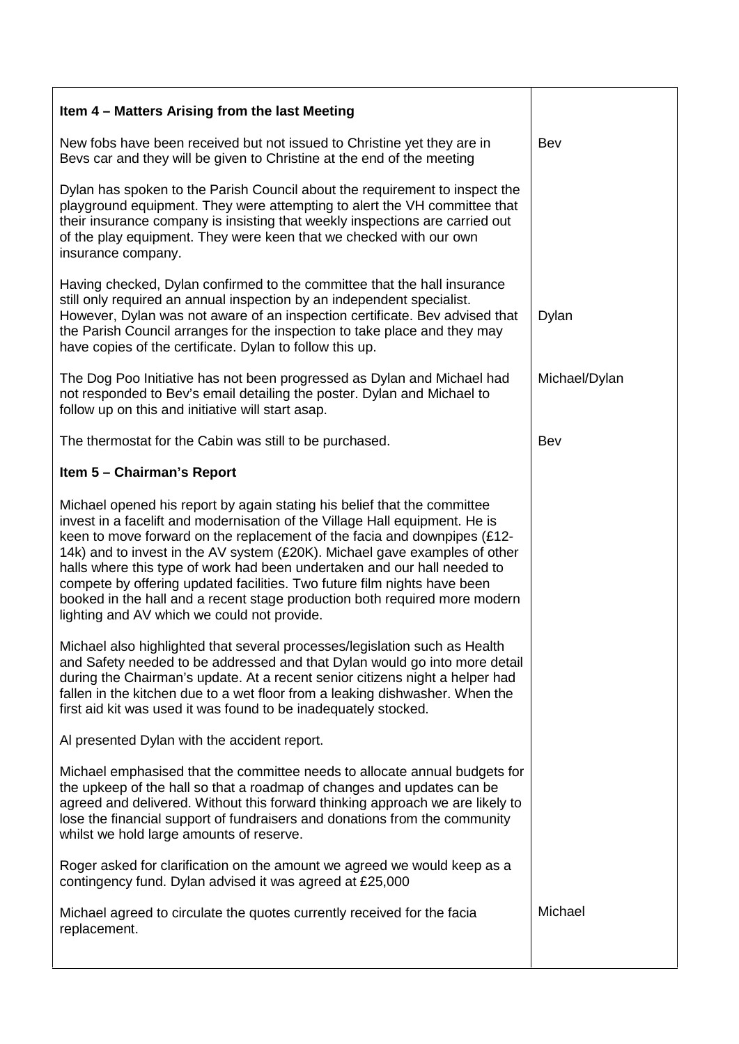| **Item 4 – Matters Arising from the last Meeting** | |
|---|---|
| New fobs have been received but not issued to Christine yet they are in Bevs car and they will be given to Christine at the end of the meeting | Bev |
| Dylan has spoken to the Parish Council about the requirement to inspect the playground equipment. They were attempting to alert the VH committee that their insurance company is insisting that weekly inspections are carried out of the play equipment. They were keen that we checked with our own insurance company. | |
| Having checked, Dylan confirmed to the committee that the hall insurance still only required an annual inspection by an independent specialist. However, Dylan was not aware of an inspection certificate. Bev advised that the Parish Council arranges for the inspection to take place and they may have copies of the certificate. Dylan to follow this up. | Dylan |
| The Dog Poo Initiative has not been progressed as Dylan and Michael had not responded to Bev's email detailing the poster. Dylan and Michael to follow up on this and initiative will start asap. | Michael/Dylan |
| The thermostat for the Cabin was still to be purchased. | Bev |
| **Item 5 – Chairman's Report** | |
| Michael opened his report by again stating his belief that the committee invest in a facelift and modernisation of the Village Hall equipment. He is keen to move forward on the replacement of the facia and downpipes (£12-14k) and to invest in the AV system (£20K). Michael gave examples of other halls where this type of work had been undertaken and our hall needed to compete by offering updated facilities. Two future film nights have been booked in the hall and a recent stage production both required more modern lighting and AV which we could not provide. | |
| Michael also highlighted that several processes/legislation such as Health and Safety needed to be addressed and that Dylan would go into more detail during the Chairman's update. At a recent senior citizens night a helper had fallen in the kitchen due to a wet floor from a leaking dishwasher. When the first aid kit was used it was found to be inadequately stocked. | |
| Al presented Dylan with the accident report. | |
| Michael emphasised that the committee needs to allocate annual budgets for the upkeep of the hall so that a roadmap of changes and updates can be agreed and delivered. Without this forward thinking approach we are likely to lose the financial support of fundraisers and donations from the community whilst we hold large amounts of reserve. | |
| Roger asked for clarification on the amount we agreed we would keep as a contingency fund. Dylan advised it was agreed at £25,000 | |
| Michael agreed to circulate the quotes currently received for the facia replacement. | Michael |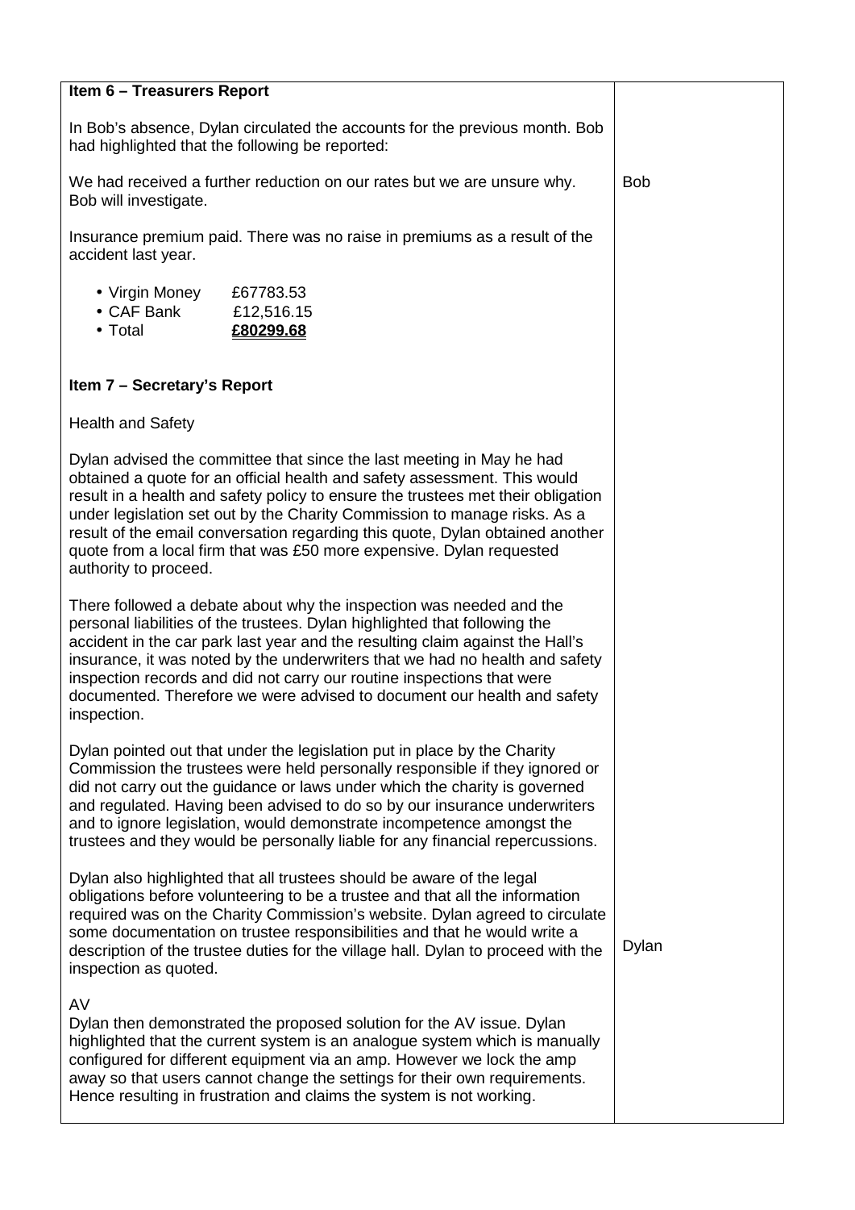| | |
|---|---|
| **Item 6 – Treasurers Report**<br><br>In Bob's absence, Dylan circulated the accounts for the previous month. Bob had highlighted that the following be reported:<br><br>We had received a further reduction on our rates but we are unsure why. Bob will investigate.<br><br>Insurance premium paid. There was no raise in premiums as a result of the accident last year.<br><br>• Virgin Money £67783.53<br>• CAF Bank £12,516.15<br>• Total **<u>£80299.68</u>** | <br><br><br><br>Bob |
| **Item 7 – Secretary's Report**<br><br>Health and Safety<br><br>Dylan advised the committee that since the last meeting in May he had obtained a quote for an official health and safety assessment. This would result in a health and safety policy to ensure the trustees met their obligation under legislation set out by the Charity Commission to manage risks. As a result of the email conversation regarding this quote, Dylan obtained another quote from a local firm that was £50 more expensive. Dylan requested authority to proceed.<br><br>There followed a debate about why the inspection was needed and the personal liabilities of the trustees. Dylan highlighted that following the accident in the car park last year and the resulting claim against the Hall's insurance, it was noted by the underwriters that we had no health and safety inspection records and did not carry our routine inspections that were documented. Therefore we were advised to document our health and safety inspection.<br><br>Dylan pointed out that under the legislation put in place by the Charity Commission the trustees were held personally responsible if they ignored or did not carry out the guidance or laws under which the charity is governed and regulated. Having been advised to do so by our insurance underwriters and to ignore legislation, would demonstrate incompetence amongst the trustees and they would be personally liable for any financial repercussions.<br><br>Dylan also highlighted that all trustees should be aware of the legal obligations before volunteering to be a trustee and that all the information required was on the Charity Commission's website. Dylan agreed to circulate some documentation on trustee responsibilities and that he would write a description of the trustee duties for the village hall. Dylan to proceed with the inspection as quoted.<br><br>AV<br>Dylan then demonstrated the proposed solution for the AV issue. Dylan highlighted that the current system is an analogue system which is manually configured for different equipment via an amp. However we lock the amp away so that users cannot change the settings for their own requirements. Hence resulting in frustration and claims the system is not working. | <br><br><br><br><br><br><br><br><br><br><br><br><br><br><br><br><br><br><br><br><br><br><br><br>Dylan |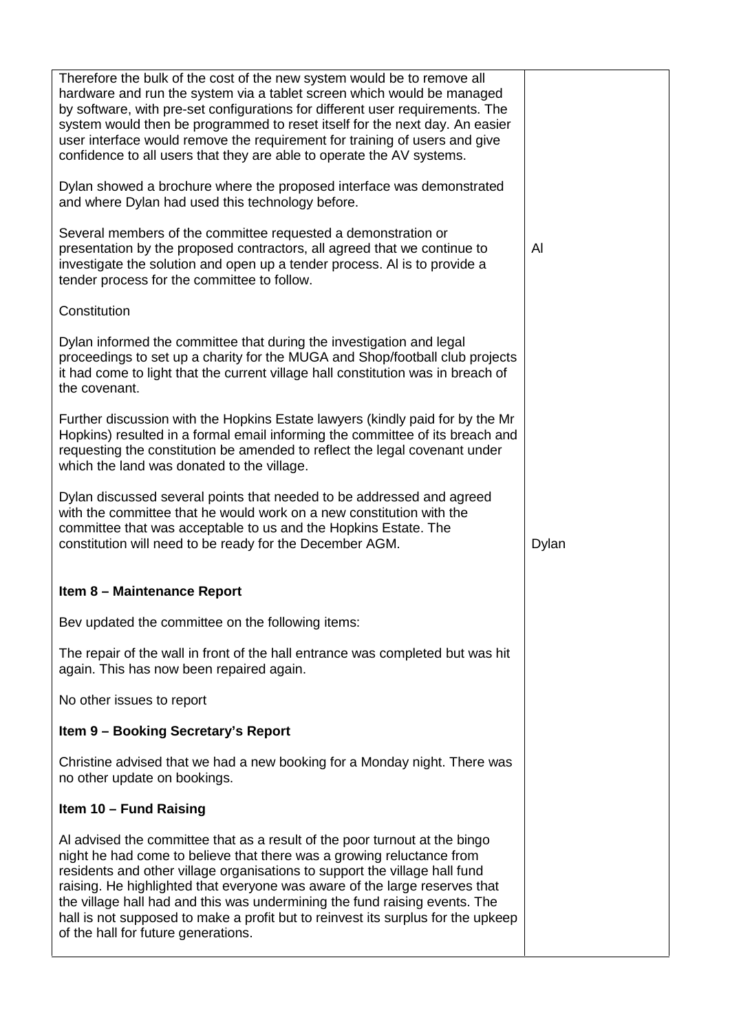| | |
|---|---|
| Therefore the bulk of the cost of the new system would be to remove all hardware and run the system via a tablet screen which would be managed by software, with pre-set configurations for different user requirements. The system would then be programmed to reset itself for the next day. An easier user interface would remove the requirement for training of users and give confidence to all users that they are able to operate the AV systems.<br><br>Dylan showed a brochure where the proposed interface was demonstrated and where Dylan had used this technology before.<br><br>Several members of the committee requested a demonstration or presentation by the proposed contractors, all agreed that we continue to investigate the solution and open up a tender process. Al is to provide a tender process for the committee to follow. | Al |
| Constitution<br><br>Dylan informed the committee that during the investigation and legal proceedings to set up a charity for the MUGA and Shop/football club projects it had come to light that the current village hall constitution was in breach of the covenant.<br><br>Further discussion with the Hopkins Estate lawyers (kindly paid for by the Mr Hopkins) resulted in a formal email informing the committee of its breach and requesting the constitution be amended to reflect the legal covenant under which the land was donated to the village.<br><br>Dylan discussed several points that needed to be addressed and agreed with the committee that he would work on a new constitution with the committee that was acceptable to us and the Hopkins Estate. The constitution will need to be ready for the December AGM. | Dylan |
| **Item 8 – Maintenance Report**<br><br>Bev updated the committee on the following items:<br><br>The repair of the wall in front of the hall entrance was completed but was hit again. This has now been repaired again.<br><br>No other issues to report | |
| **Item 9 – Booking Secretary's Report**<br><br>Christine advised that we had a new booking for a Monday night. There was no other update on bookings. | |
| **Item 10 – Fund Raising**<br><br>Al advised the committee that as a result of the poor turnout at the bingo night he had come to believe that there was a growing reluctance from residents and other village organisations to support the village hall fund raising. He highlighted that everyone was aware of the large reserves that the village hall had and this was undermining the fund raising events. The hall is not supposed to make a profit but to reinvest its surplus for the upkeep of the hall for future generations. | |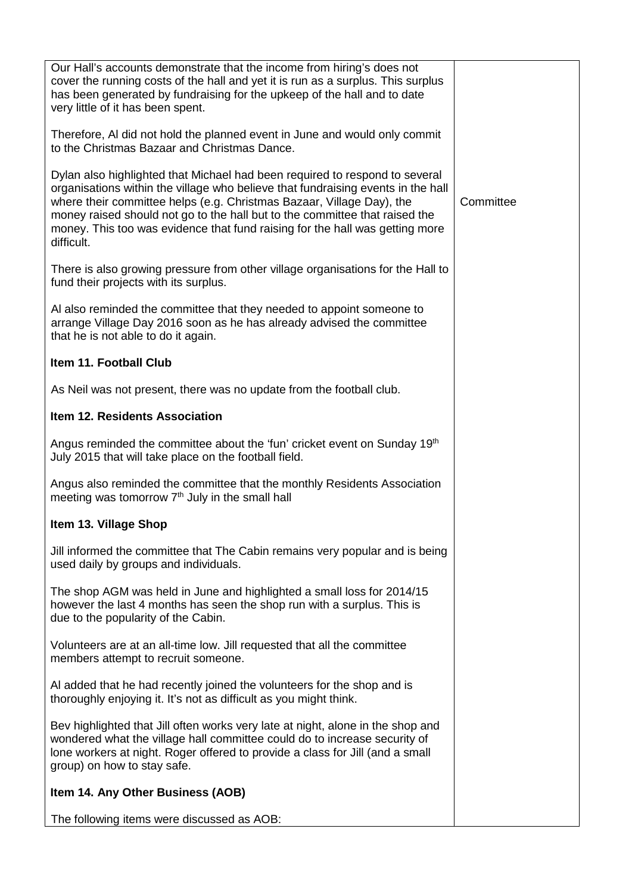| | |
|---|---|
| Our Hall's accounts demonstrate that the income from hiring's does not cover the running costs of the hall and yet it is run as a surplus. This surplus has been generated by fundraising for the upkeep of the hall and to date very little of it has been spent.<br><br>Therefore, Al did not hold the planned event in June and would only commit to the Christmas Bazaar and Christmas Dance.<br><br>Dylan also highlighted that Michael had been required to respond to several organisations within the village who believe that fundraising events in the hall where their committee helps (e.g. Christmas Bazaar, Village Day), the money raised should not go to the hall but to the committee that raised the money. This too was evidence that fund raising for the hall was getting more difficult.<br><br>There is also growing pressure from other village organisations for the Hall to fund their projects with its surplus.<br><br>Al also reminded the committee that they needed to appoint someone to arrange Village Day 2016 soon as he has already advised the committee that he is not able to do it again.<br><br>**Item 11. Football Club**<br><br>As Neil was not present, there was no update from the football club.<br><br>**Item 12. Residents Association**<br><br>Angus reminded the committee about the 'fun' cricket event on Sunday 19th July 2015 that will take place on the football field.<br><br>Angus also reminded the committee that the monthly Residents Association meeting was tomorrow 7th July in the small hall<br><br>**Item 13. Village Shop**<br><br>Jill informed the committee that The Cabin remains very popular and is being used daily by groups and individuals.<br><br>The shop AGM was held in June and highlighted a small loss for 2014/15 however the last 4 months has seen the shop run with a surplus. This is due to the popularity of the Cabin.<br><br>Volunteers are at an all-time low. Jill requested that all the committee members attempt to recruit someone.<br><br>Al added that he had recently joined the volunteers for the shop and is thoroughly enjoying it. It's not as difficult as you might think.<br><br>Bev highlighted that Jill often works very late at night, alone in the shop and wondered what the village hall committee could do to increase security of lone workers at night. Roger offered to provide a class for Jill (and a small group) on how to stay safe.<br><br>**Item 14. Any Other Business (AOB)**<br><br>The following items were discussed as AOB: | Committee |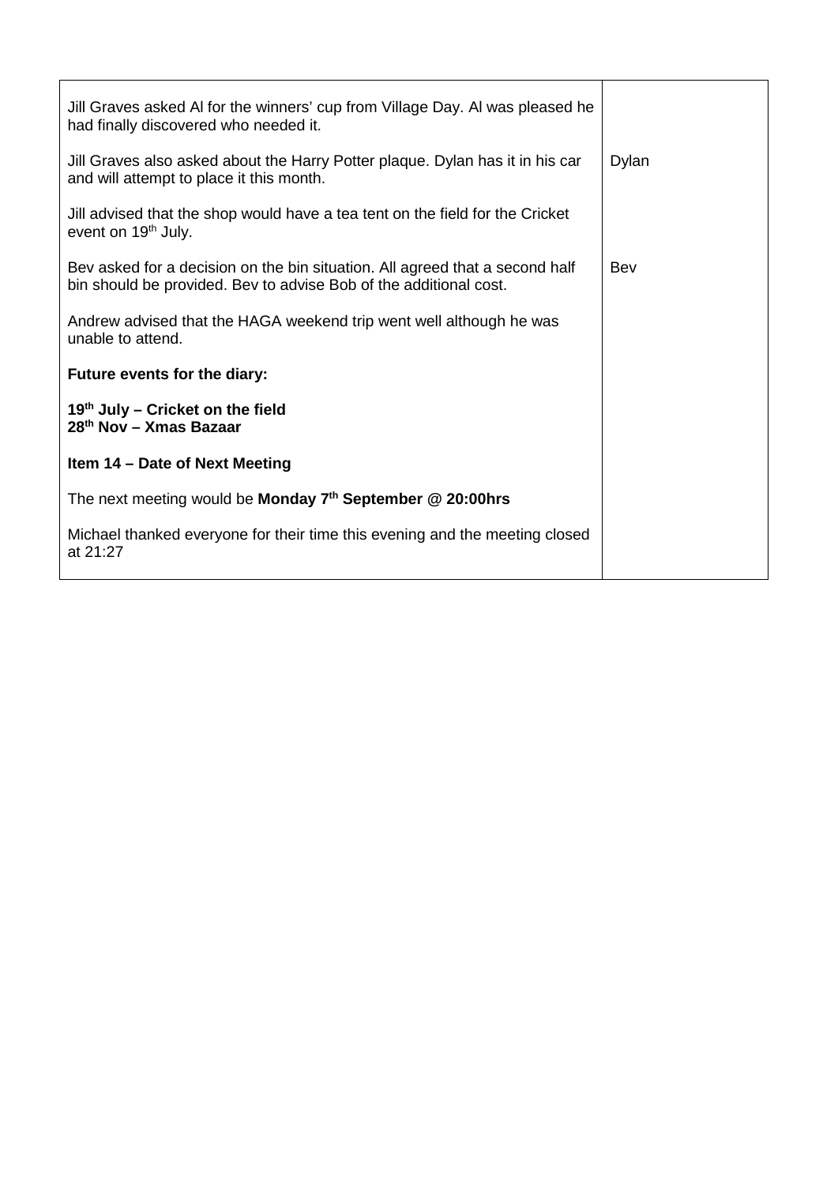| | |
|---|---|
| Jill Graves asked Al for the winners' cup from Village Day. Al was pleased he had finally discovered who needed it. | |
| Jill Graves also asked about the Harry Potter plaque. Dylan has it in his car and will attempt to place it this month. | Dylan |
| Jill advised that the shop would have a tea tent on the field for the Cricket event on 19th July. | |
| Bev asked for a decision on the bin situation. All agreed that a second half bin should be provided. Bev to advise Bob of the additional cost. | Bev |
| Andrew advised that the HAGA weekend trip went well although he was unable to attend. | |
| **Future events for the diary:** | |
| **19th July – Cricket on the field**<br>**28th Nov – Xmas Bazaar** | |
| **Item 14 – Date of Next Meeting** | |
| The next meeting would be **Monday 7th September @ 20:00hrs** | |
| Michael thanked everyone for their time this evening and the meeting closed at 21:27 | |